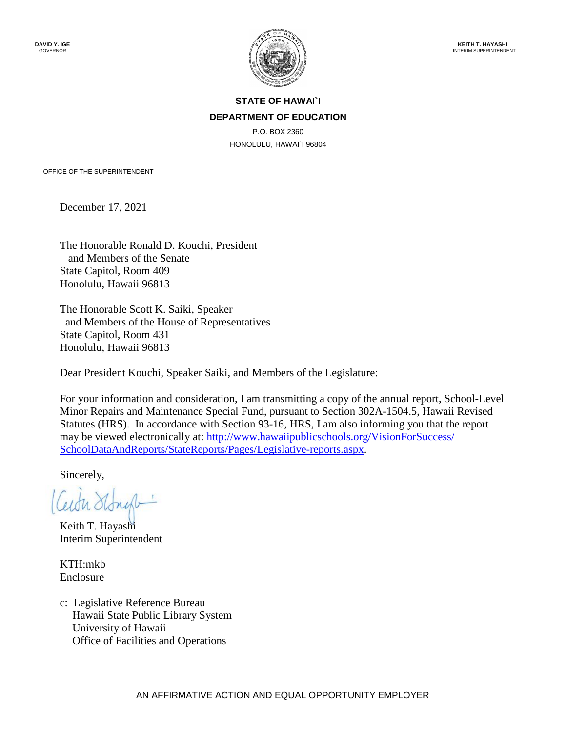**DAVID Y. IGE**
GOVERNOR

**KEITH T. HAYASHI**
INTERIM SUPERINTENDENT

**STATE OF HAWAI`I**
**DEPARTMENT OF EDUCATION**
P.O. BOX 2360
HONOLULU, HAWAI`I 96804

OFFICE OF THE SUPERINTENDENT

December 17, 2021

The Honorable Ronald D. Kouchi, President
and Members of the Senate
State Capitol, Room 409
Honolulu, Hawaii 96813

The Honorable Scott K. Saiki, Speaker
and Members of the House of Representatives
State Capitol, Room 431
Honolulu, Hawaii 96813

Dear President Kouchi, Speaker Saiki, and Members of the Legislature:

For your information and consideration, I am transmitting a copy of the annual report, School-Level Minor Repairs and Maintenance Special Fund, pursuant to Section 302A-1504.5, Hawaii Revised Statutes (HRS). In accordance with Section 93-16, HRS, I am also informing you that the report may be viewed electronically at: [http://www.hawaiipublicschools.org/VisionForSuccess/SchoolDataAndReports/StateReports/Pages/Legislative-reports.aspx](http://www.hawaiipublicschools.org/VisionForSuccess/SchoolDataAndReports/StateReports/Pages/Legislative-reports.aspx).

Sincerely,

Keith T. Hayashi
Interim Superintendent

KTH:mkb
Enclosure

c: Legislative Reference Bureau
Hawaii State Public Library System
University of Hawaii
Office of Facilities and Operations

AN AFFIRMATIVE ACTION AND EQUAL OPPORTUNITY EMPLOYER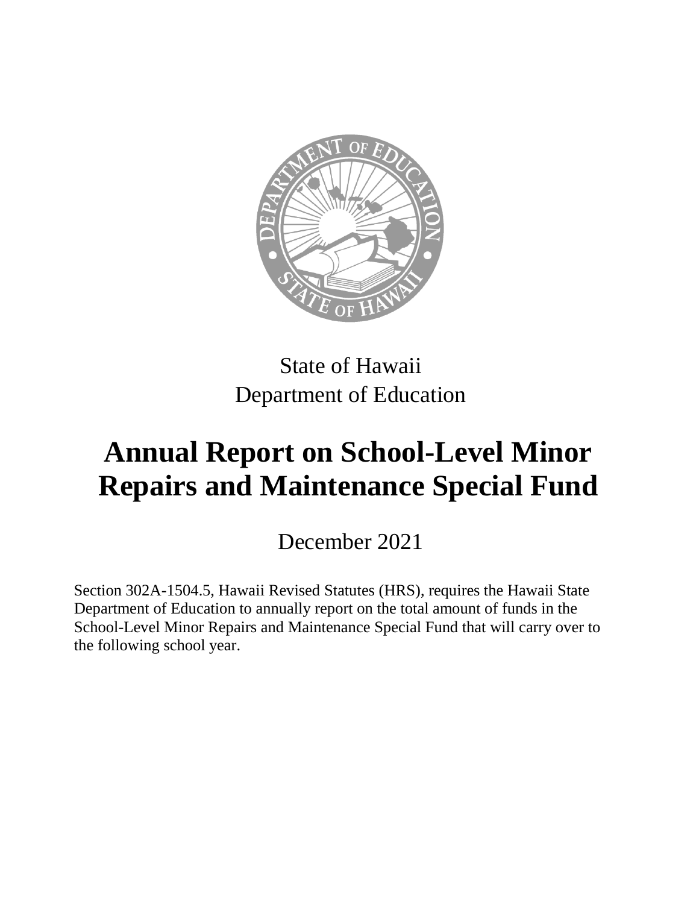State of Hawaii
Department of Education

# Annual Report on School-Level Minor Repairs and Maintenance Special Fund

December 2021

Section 302A-1504.5, Hawaii Revised Statutes (HRS), requires the Hawaii State Department of Education to annually report on the total amount of funds in the School-Level Minor Repairs and Maintenance Special Fund that will carry over to the following school year.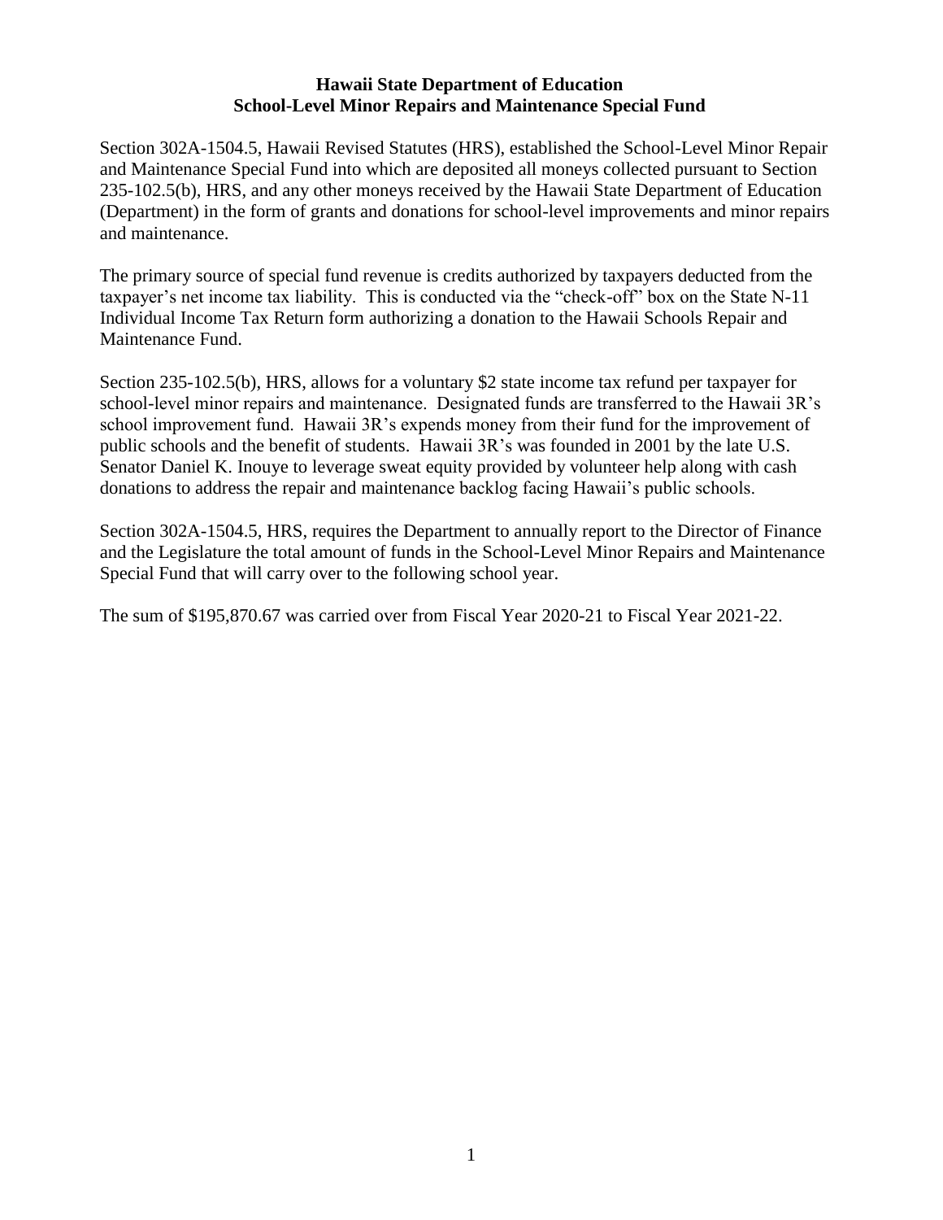**Hawaii State Department of Education**
**School-Level Minor Repairs and Maintenance Special Fund**

Section 302A-1504.5, Hawaii Revised Statutes (HRS), established the School-Level Minor Repair and Maintenance Special Fund into which are deposited all moneys collected pursuant to Section 235-102.5(b), HRS, and any other moneys received by the Hawaii State Department of Education (Department) in the form of grants and donations for school-level improvements and minor repairs and maintenance.

The primary source of special fund revenue is credits authorized by taxpayers deducted from the taxpayer's net income tax liability. This is conducted via the "check-off" box on the State N-11 Individual Income Tax Return form authorizing a donation to the Hawaii Schools Repair and Maintenance Fund.

Section 235-102.5(b), HRS, allows for a voluntary $2 state income tax refund per taxpayer for school-level minor repairs and maintenance. Designated funds are transferred to the Hawaii 3R's school improvement fund. Hawaii 3R's expends money from their fund for the improvement of public schools and the benefit of students. Hawaii 3R's was founded in 2001 by the late U.S. Senator Daniel K. Inouye to leverage sweat equity provided by volunteer help along with cash donations to address the repair and maintenance backlog facing Hawaii's public schools.

Section 302A-1504.5, HRS, requires the Department to annually report to the Director of Finance and the Legislature the total amount of funds in the School-Level Minor Repairs and Maintenance Special Fund that will carry over to the following school year.

The sum of $195,870.67 was carried over from Fiscal Year 2020-21 to Fiscal Year 2021-22.